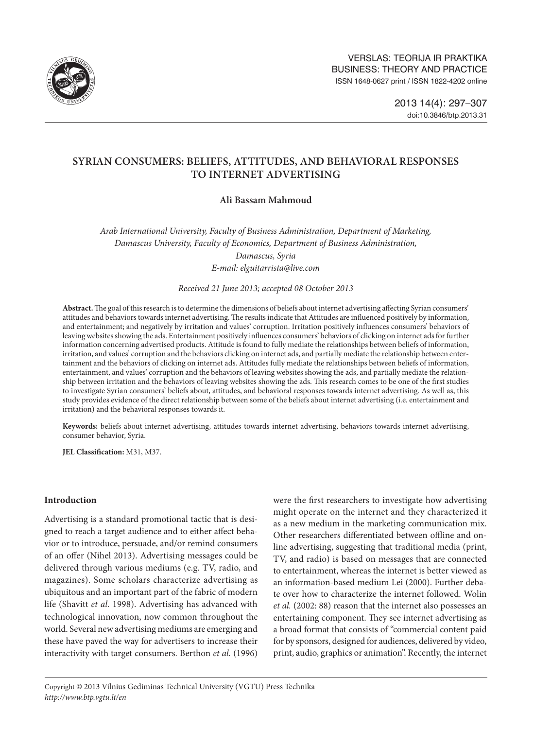# SYRIAN CONSUMERS: BELIEFS, ATTITUDES, AND BEHAVIORAL RESPONSES TO INTERNET ADVERTISING

**Ali Bassam Mahmoud**

*Arab International University, Faculty of Business Administration, Department of Marketing, Damascus University, Faculty of Economics, Department of Business Administration, Damascus, Syria*
*E-mail: elguitarrista@live.com*

*Received 21 June 2013; accepted 08 October 2013*

**Abstract.** The goal of this research is to determine the dimensions of beliefs about internet advertising affecting Syrian consumers' attitudes and behaviors towards internet advertising. The results indicate that Attitudes are influenced positively by information, and entertainment; and negatively by irritation and values' corruption. Irritation positively influences consumers' behaviors of leaving websites showing the ads. Entertainment positively influences consumers' behaviors of clicking on internet ads for further information concerning advertised products. Attitude is found to fully mediate the relationships between beliefs of information, irritation, and values' corruption and the behaviors clicking on internet ads, and partially mediate the relationship between entertainment and the behaviors of clicking on internet ads. Attitudes fully mediate the relationships between beliefs of information, entertainment, and values' corruption and the behaviors of leaving websites showing the ads, and partially mediate the relationship between irritation and the behaviors of leaving websites showing the ads. This research comes to be one of the first studies to investigate Syrian consumers' beliefs about, attitudes, and behavioral responses towards internet advertising. As well as, this study provides evidence of the direct relationship between some of the beliefs about internet advertising (i.e. entertainment and irritation) and the behavioral responses towards it.

**Keywords:** beliefs about internet advertising, attitudes towards internet advertising, behaviors towards internet advertising, consumer behavior, Syria.

**JEL Classification:** M31, M37.

## Introduction

Advertising is a standard promotional tactic that is designed to reach a target audience and to either affect behavior or to introduce, persuade, and/or remind consumers of an offer (Nihel 2013). Advertising messages could be delivered through various mediums (e.g. TV, radio, and magazines). Some scholars characterize advertising as ubiquitous and an important part of the fabric of modern life (Shavitt *et al.* 1998). Advertising has advanced with technological innovation, now common throughout the world. Several new advertising mediums are emerging and these have paved the way for advertisers to increase their interactivity with target consumers. Berthon *et al.* (1996) were the first researchers to investigate how advertising might operate on the internet and they characterized it as a new medium in the marketing communication mix. Other researchers differentiated between offline and online advertising, suggesting that traditional media (print, TV, and radio) is based on messages that are connected to entertainment, whereas the internet is better viewed as an information-based medium Lei (2000). Further debate over how to characterize the internet followed. Wolin *et al.* (2002: 88) reason that the internet also possesses an entertaining component. They see internet advertising as a broad format that consists of "commercial content paid for by sponsors, designed for audiences, delivered by video, print, audio, graphics or animation". Recently, the internet

Copyright © 2013 Vilnius Gediminas Technical University (VGTU) Press Technika
*http://www.btp.vgtu.lt/en*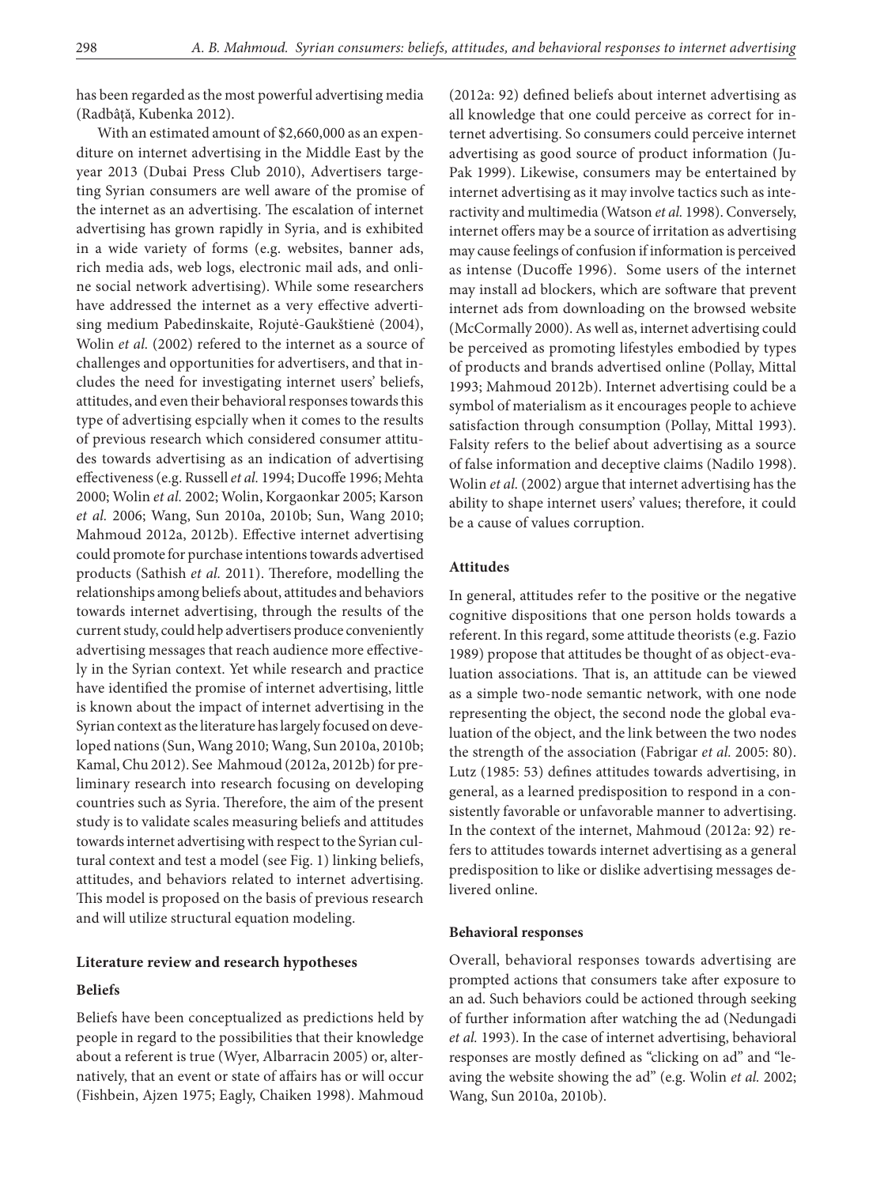has been regarded as the most powerful advertising media (Radbâță, Kubenka 2012).

With an estimated amount of $2,660,000 as an expenditure on internet advertising in the Middle East by the year 2013 (Dubai Press Club 2010), Advertisers targeting Syrian consumers are well aware of the promise of the internet as an advertising. The escalation of internet advertising has grown rapidly in Syria, and is exhibited in a wide variety of forms (e.g. websites, banner ads, rich media ads, web logs, electronic mail ads, and online social network advertising). While some researchers have addressed the internet as a very effective advertising medium Pabedinskaite, Rojutė-Gaukštienė (2004), Wolin *et al.* (2002) refered to the internet as a source of challenges and opportunities for advertisers, and that includes the need for investigating internet users' beliefs, attitudes, and even their behavioral responses towards this type of advertising espcially when it comes to the results of previous research which considered consumer attitudes towards advertising as an indication of advertising effectiveness (e.g. Russell *et al.* 1994; Ducoffe 1996; Mehta 2000; Wolin *et al.* 2002; Wolin, Korgaonkar 2005; Karson *et al.* 2006; Wang, Sun 2010a, 2010b; Sun, Wang 2010; Mahmoud 2012a, 2012b). Effective internet advertising could promote for purchase intentions towards advertised products (Sathish *et al.* 2011). Therefore, modelling the relationships among beliefs about, attitudes and behaviors towards internet advertising, through the results of the current study, could help advertisers produce conveniently advertising messages that reach audience more effectively in the Syrian context. Yet while research and practice have identified the promise of internet advertising, little is known about the impact of internet advertising in the Syrian context as the literature has largely focused on developed nations (Sun, Wang 2010; Wang, Sun 2010a, 2010b; Kamal, Chu 2012). See Mahmoud (2012a, 2012b) for preliminary research into research focusing on developing countries such as Syria. Therefore, the aim of the present study is to validate scales measuring beliefs and attitudes towards internet advertising with respect to the Syrian cultural context and test a model (see Fig. 1) linking beliefs, attitudes, and behaviors related to internet advertising. This model is proposed on the basis of previous research and will utilize structural equation modeling.

## Literature review and research hypotheses

### Beliefs

Beliefs have been conceptualized as predictions held by people in regard to the possibilities that their knowledge about a referent is true (Wyer, Albarracin 2005) or, alternatively, that an event or state of affairs has or will occur (Fishbein, Ajzen 1975; Eagly, Chaiken 1998). Mahmoud (2012a: 92) defined beliefs about internet advertising as all knowledge that one could perceive as correct for internet advertising. So consumers could perceive internet advertising as good source of product information (Ju-Pak 1999). Likewise, consumers may be entertained by internet advertising as it may involve tactics such as interactivity and multimedia (Watson *et al.* 1998). Conversely, internet offers may be a source of irritation as advertising may cause feelings of confusion if information is perceived as intense (Ducoffe 1996). Some users of the internet may install ad blockers, which are software that prevent internet ads from downloading on the browsed website (McCormally 2000). As well as, internet advertising could be perceived as promoting lifestyles embodied by types of products and brands advertised online (Pollay, Mittal 1993; Mahmoud 2012b). Internet advertising could be a symbol of materialism as it encourages people to achieve satisfaction through consumption (Pollay, Mittal 1993). Falsity refers to the belief about advertising as a source of false information and deceptive claims (Nadilo 1998). Wolin *et al.* (2002) argue that internet advertising has the ability to shape internet users' values; therefore, it could be a cause of values corruption.

### Attitudes

In general, attitudes refer to the positive or the negative cognitive dispositions that one person holds towards a referent. In this regard, some attitude theorists (e.g. Fazio 1989) propose that attitudes be thought of as object-evaluation associations. That is, an attitude can be viewed as a simple two-node semantic network, with one node representing the object, the second node the global evaluation of the object, and the link between the two nodes the strength of the association (Fabrigar *et al.* 2005: 80). Lutz (1985: 53) defines attitudes towards advertising, in general, as a learned predisposition to respond in a consistently favorable or unfavorable manner to advertising. In the context of the internet, Mahmoud (2012a: 92) refers to attitudes towards internet advertising as a general predisposition to like or dislike advertising messages delivered online.

### Behavioral responses

Overall, behavioral responses towards advertising are prompted actions that consumers take after exposure to an ad. Such behaviors could be actioned through seeking of further information after watching the ad (Nedungadi *et al.* 1993). In the case of internet advertising, behavioral responses are mostly defined as "clicking on ad" and "leaving the website showing the ad" (e.g. Wolin *et al.* 2002; Wang, Sun 2010a, 2010b).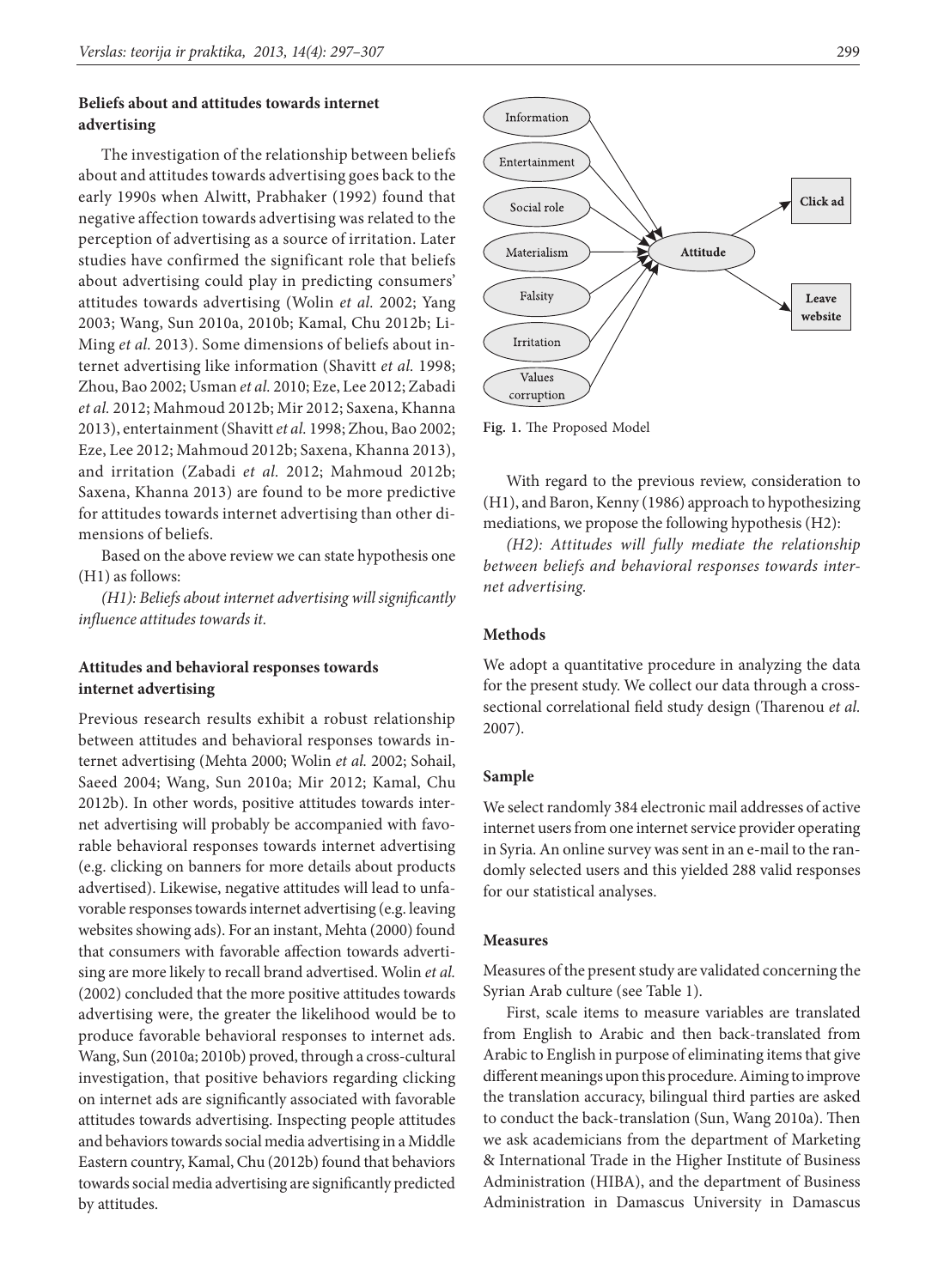### Beliefs about and attitudes towards internet advertising

The investigation of the relationship between beliefs about and attitudes towards advertising goes back to the early 1990s when Alwitt, Prabhaker (1992) found that negative affection towards advertising was related to the perception of advertising as a source of irritation. Later studies have confirmed the significant role that beliefs about advertising could play in predicting consumers' attitudes towards advertising (Wolin *et al.* 2002; Yang 2003; Wang, Sun 2010a, 2010b; Kamal, Chu 2012b; Li-Ming *et al.* 2013). Some dimensions of beliefs about internet advertising like information (Shavitt *et al.* 1998; Zhou, Bao 2002; Usman *et al.* 2010; Eze, Lee 2012; Zabadi *et al.* 2012; Mahmoud 2012b; Mir 2012; Saxena, Khanna 2013), entertainment (Shavitt *et al.* 1998; Zhou, Bao 2002; Eze, Lee 2012; Mahmoud 2012b; Saxena, Khanna 2013), and irritation (Zabadi *et al.* 2012; Mahmoud 2012b; Saxena, Khanna 2013) are found to be more predictive for attitudes towards internet advertising than other dimensions of beliefs.

Based on the above review we can state hypothesis one (H1) as follows:

*(H1): Beliefs about internet advertising will significantly influence attitudes towards it.*

### Attitudes and behavioral responses towards internet advertising

Previous research results exhibit a robust relationship between attitudes and behavioral responses towards internet advertising (Mehta 2000; Wolin *et al.* 2002; Sohail, Saeed 2004; Wang, Sun 2010a; Mir 2012; Kamal, Chu 2012b). In other words, positive attitudes towards internet advertising will probably be accompanied with favorable behavioral responses towards internet advertising (e.g. clicking on banners for more details about products advertised). Likewise, negative attitudes will lead to unfavorable responses towards internet advertising (e.g. leaving websites showing ads). For an instant, Mehta (2000) found that consumers with favorable affection towards advertising are more likely to recall brand advertised. Wolin *et al.* (2002) concluded that the more positive attitudes towards advertising were, the greater the likelihood would be to produce favorable behavioral responses to internet ads. Wang, Sun (2010a; 2010b) proved, through a cross-cultural investigation, that positive behaviors regarding clicking on internet ads are significantly associated with favorable attitudes towards advertising. Inspecting people attitudes and behaviors towards social media advertising in a Middle Eastern country, Kamal, Chu (2012b) found that behaviors towards social media advertising are significantly predicted by attitudes.

**Fig. 1.** The Proposed Model

With regard to the previous review, consideration to (H1), and Baron, Kenny (1986) approach to hypothesizing mediations, we propose the following hypothesis (H2):

*(H2): Attitudes will fully mediate the relationship between beliefs and behavioral responses towards internet advertising.*

### Methods

We adopt a quantitative procedure in analyzing the data for the present study. We collect our data through a cross-sectional correlational field study design (Tharenou *et al.* 2007).

### Sample

We select randomly 384 electronic mail addresses of active internet users from one internet service provider operating in Syria. An online survey was sent in an e-mail to the randomly selected users and this yielded 288 valid responses for our statistical analyses.

### Measures

Measures of the present study are validated concerning the Syrian Arab culture (see Table 1).

First, scale items to measure variables are translated from English to Arabic and then back-translated from Arabic to English in purpose of eliminating items that give different meanings upon this procedure. Aiming to improve the translation accuracy, bilingual third parties are asked to conduct the back-translation (Sun, Wang 2010a). Then we ask academicians from the department of Marketing & International Trade in the Higher Institute of Business Administration (HIBA), and the department of Business Administration in Damascus University in Damascus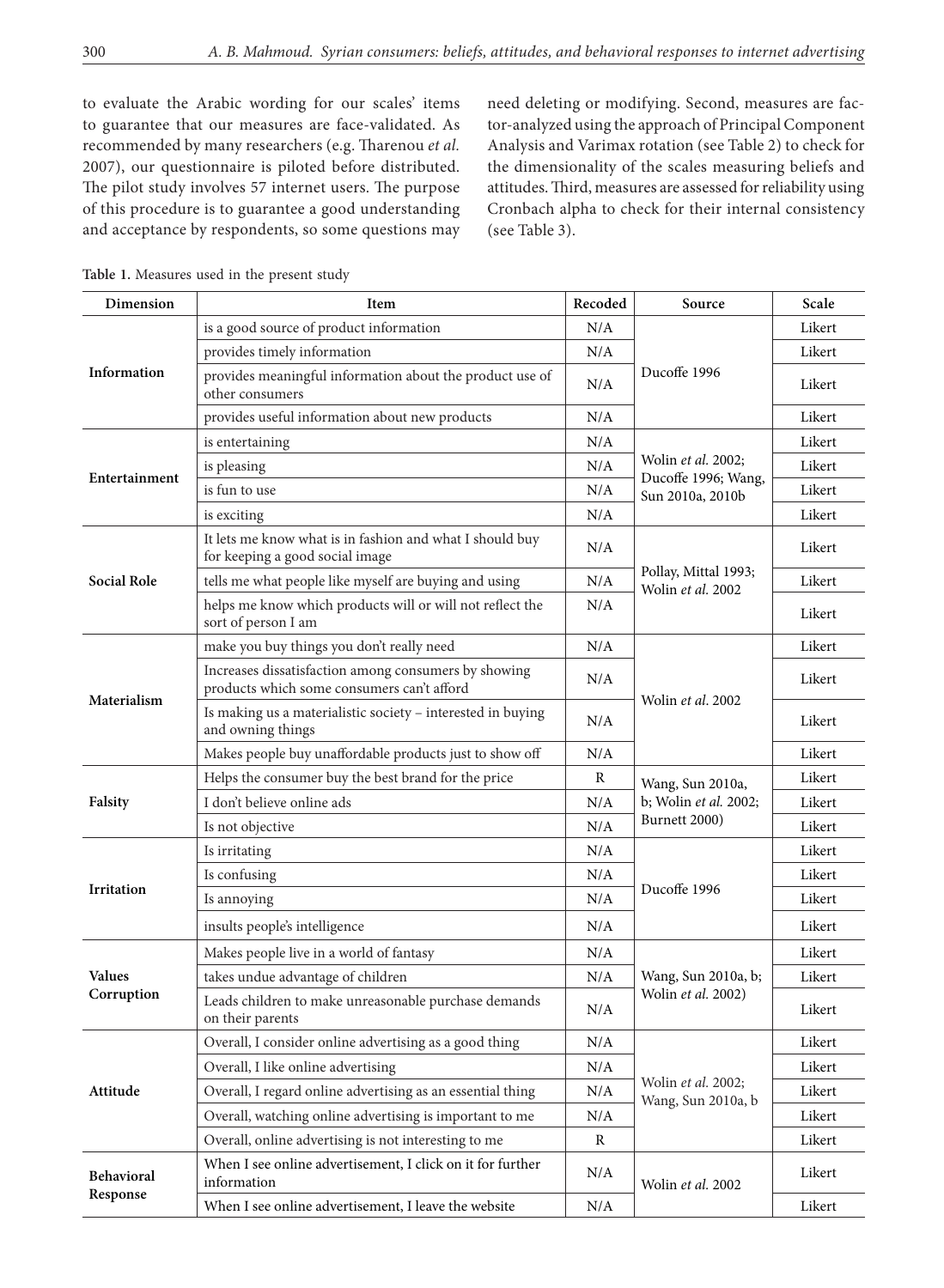to evaluate the Arabic wording for our scales' items to guarantee that our measures are face-validated. As recommended by many researchers (e.g. Tharenou *et al.* 2007), our questionnaire is piloted before distributed. The pilot study involves 57 internet users. The purpose of this procedure is to guarantee a good understanding and acceptance by respondents, so some questions may need deleting or modifying. Second, measures are factor-analyzed using the approach of Principal Component Analysis and Varimax rotation (see Table 2) to check for the dimensionality of the scales measuring beliefs and attitudes. Third, measures are assessed for reliability using Cronbach alpha to check for their internal consistency (see Table 3).

**Table 1.** Measures used in the present study

| Dimension | Item | Recoded | Source | Scale |
|---|---|---|---|---|
| **Information** | is a good source of product information | N/A | Ducoffe 1996 | Likert |
| | provides timely information | N/A | | Likert |
| | provides meaningful information about the product use of other consumers | N/A | | Likert |
| | provides useful information about new products | N/A | | Likert |
| **Entertainment** | is entertaining | N/A | Wolin *et al.* 2002; Ducoffe 1996; Wang, Sun 2010a, 2010b | Likert |
| | is pleasing | N/A | | Likert |
| | is fun to use | N/A | | Likert |
| | is exciting | N/A | | Likert |
| **Social Role** | It lets me know what is in fashion and what I should buy for keeping a good social image | N/A | Pollay, Mittal 1993; Wolin *et al.* 2002 | Likert |
| | tells me what people like myself are buying and using | N/A | | Likert |
| | helps me know which products will or will not reflect the sort of person I am | N/A | | Likert |
| **Materialism** | make you buy things you don't really need | N/A | Wolin *et al.* 2002 | Likert |
| | Increases dissatisfaction among consumers by showing products which some consumers can't afford | N/A | | Likert |
| | Is making us a materialistic society – interested in buying and owning things | N/A | | Likert |
| | Makes people buy unaffordable products just to show off | N/A | | Likert |
| **Falsity** | Helps the consumer buy the best brand for the price | R | Wang, Sun 2010a, b; Wolin *et al.* 2002; Burnett 2000) | Likert |
| | I don't believe online ads | N/A | | Likert |
| | Is not objective | N/A | | Likert |
| **Irritation** | Is irritating | N/A | Ducoffe 1996 | Likert |
| | Is confusing | N/A | | Likert |
| | Is annoying | N/A | | Likert |
| | insults people's intelligence | N/A | | Likert |
| **Values Corruption** | Makes people live in a world of fantasy | N/A | Wang, Sun 2010a, b; Wolin *et al.* 2002) | Likert |
| | takes undue advantage of children | N/A | | Likert |
| | Leads children to make unreasonable purchase demands on their parents | N/A | | Likert |
| **Attitude** | Overall, I consider online advertising as a good thing | N/A | Wolin *et al.* 2002; Wang, Sun 2010a, b | Likert |
| | Overall, I like online advertising | N/A | | Likert |
| | Overall, I regard online advertising as an essential thing | N/A | | Likert |
| | Overall, watching online advertising is important to me | N/A | | Likert |
| | Overall, online advertising is not interesting to me | R | | Likert |
| **Behavioral Response** | When I see online advertisement, I click on it for further information | N/A | Wolin *et al.* 2002 | Likert |
| | When I see online advertisement, I leave the website | N/A | | Likert |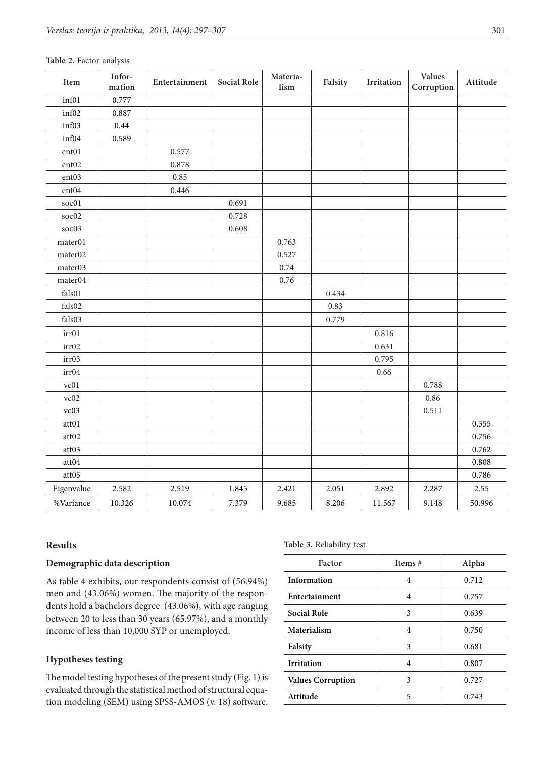**Table 2.** Factor analysis

| Item | Information | Entertainment | Social Role | Materialism | Falsity | Irritation | Values Corruption | Attitude |
|---|---|---|---|---|---|---|---|---|
| inf01 | 0.777 | | | | | | | |
| inf02 | 0.887 | | | | | | | |
| inf03 | 0.44 | | | | | | | |
| inf04 | 0.589 | | | | | | | |
| ent01 | | 0.577 | | | | | | |
| ent02 | | 0.878 | | | | | | |
| ent03 | | 0.85 | | | | | | |
| ent04 | | 0.446 | | | | | | |
| soc01 | | | 0.691 | | | | | |
| soc02 | | | 0.728 | | | | | |
| soc03 | | | 0.608 | | | | | |
| mater01 | | | | 0.763 | | | | |
| mater02 | | | | 0.527 | | | | |
| mater03 | | | | 0.74 | | | | |
| mater04 | | | | 0.76 | | | | |
| fals01 | | | | | 0.434 | | | |
| fals02 | | | | | 0.83 | | | |
| fals03 | | | | | 0.779 | | | |
| irr01 | | | | | | 0.816 | | |
| irr02 | | | | | | 0.631 | | |
| irr03 | | | | | | 0.795 | | |
| irr04 | | | | | | 0.66 | | |
| vc01 | | | | | | | 0.788 | |
| vc02 | | | | | | | 0.86 | |
| vc03 | | | | | | | 0.511 | |
| att01 | | | | | | | | 0.355 |
| att02 | | | | | | | | 0.756 |
| att03 | | | | | | | | 0.762 |
| att04 | | | | | | | | 0.808 |
| att05 | | | | | | | | 0.786 |
| Eigenvalue | 2.582 | 2.519 | 1.845 | 2.421 | 2.051 | 2.892 | 2.287 | 2.55 |
| %Variance | 10.326 | 10.074 | 7.379 | 9.685 | 8.206 | 11.567 | 9.148 | 50.996 |

## Results

### Demographic data description

As table 4 exhibits, our respondents consist of (56.94%) men and (43.06%) women. The majority of the respondents hold a bachelors degree (43.06%), with age ranging between 20 to less than 30 years (65.97%), and a monthly income of less than 10,000 SYP or unemployed.

### Hypotheses testing

The model testing hypotheses of the present study (Fig. 1) is evaluated through the statistical method of structural equation modeling (SEM) using SPSS-AMOS (v. 18) software.

**Table 3.** Reliability test

| Factor | Items # | Alpha |
|---|---|---|
| **Information** | 4 | 0.712 |
| **Entertainment** | 4 | 0.757 |
| **Social Role** | 3 | 0.639 |
| **Materialism** | 4 | 0.750 |
| **Falsity** | 3 | 0.681 |
| **Irritation** | 4 | 0.807 |
| **Values Corruption** | 3 | 0.727 |
| **Attitude** | 5 | 0.743 |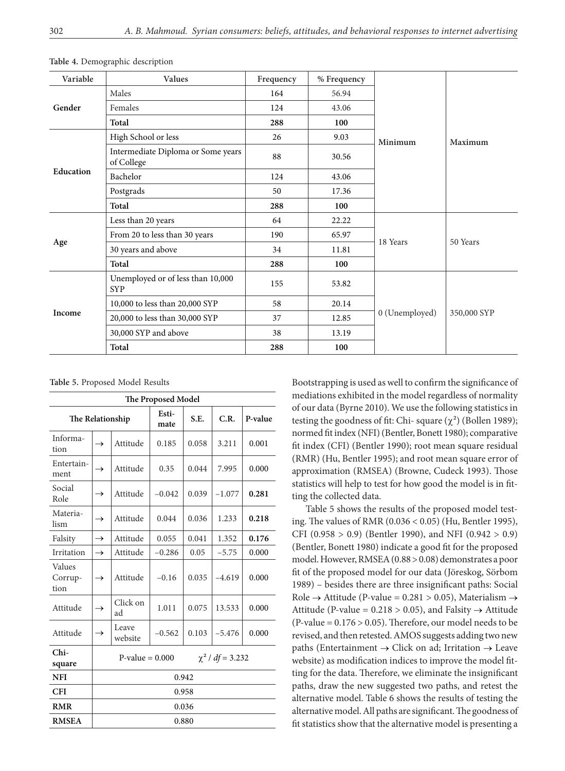**Table 4.** Demographic description

| Variable | Values | Frequency | % Frequency | Minimum | Maximum |
|---|---|---|---|---|---|
| **Gender** | Males | 164 | 56.94 | | |
| | Females | 124 | 43.06 | | |
| | **Total** | **288** | **100** | | |
| **Education** | High School or less | 26 | 9.03 | **Minimum** | **Maximum** |
| | Intermediate Diploma or Some years of College | 88 | 30.56 | | |
| | Bachelor | 124 | 43.06 | | |
| | Postgrads | 50 | 17.36 | | |
| | **Total** | **288** | **100** | | |
| **Age** | Less than 20 years | 64 | 22.22 | 18 Years | 50 Years |
| | From 20 to less than 30 years | 190 | 65.97 | | |
| | 30 years and above | 34 | 11.81 | | |
| | **Total** | **288** | **100** | | |
| **Income** | Unemployed or of less than 10,000 SYP | 155 | 53.82 | 0 (Unemployed) | 350,000 SYP |
| | 10,000 to less than 20,000 SYP | 58 | 20.14 | | |
| | 20,000 to less than 30,000 SYP | 37 | 12.85 | | |
| | 30,000 SYP and above | 38 | 13.19 | | |
| | **Total** | **288** | **100** | | |

**Table 5.** Proposed Model Results

| **The Proposed Model** | | | | | | |
|---|---|---|---|---|---|---|
| **The Relationship** | | | **Estimate** | **S.E.** | **C.R.** | **P-value** |
| Information | → | Attitude | 0.185 | 0.058 | 3.211 | 0.001 |
| Entertainment | → | Attitude | 0.35 | 0.044 | 7.995 | 0.000 |
| Social Role | → | Attitude | −0.042 | 0.039 | −1.077 | **0.281** |
| Materialism | → | Attitude | 0.044 | 0.036 | 1.233 | **0.218** |
| Falsity | → | Attitude | 0.055 | 0.041 | 1.352 | **0.176** |
| Irritation | → | Attitude | −0.286 | 0.05 | −5.75 | 0.000 |
| Values Corruption | → | Attitude | −0.16 | 0.035 | −4.619 | 0.000 |
| Attitude | → | Click on ad | 1.011 | 0.075 | 13.533 | 0.000 |
| Attitude | → | Leave website | −0.562 | 0.103 | −5.476 | 0.000 |
| **Chi-square** | P-value = 0.000 $\chi^2 / df = 3.232$ | | | | | |
| **NFI** | 0.942 | | | | | |
| **CFI** | 0.958 | | | | | |
| **RMR** | 0.036 | | | | | |
| **RMSEA** | 0.880 | | | | | |

Bootstrapping is used as well to confirm the significance of mediations exhibited in the model regardless of normality of our data (Byrne 2010). We use the following statistics in testing the goodness of fit: Chi- square ($\chi^2$) (Bollen 1989); normed fit index (NFI) (Bentler, Bonett 1980); comparative fit index (CFI) (Bentler 1990); root mean square residual (RMR) (Hu, Bentler 1995); and root mean square error of approximation (RMSEA) (Browne, Cudeck 1993). Those statistics will help to test for how good the model is in fitting the collected data.

Table 5 shows the results of the proposed model testing. The values of RMR ($0.036 < 0.05$) (Hu, Bentler 1995), CFI ($0.958 > 0.9$) (Bentler 1990), and NFI ($0.942 > 0.9$) (Bentler, Bonett 1980) indicate a good fit for the proposed model. However, RMSEA ($0.88 > 0.08$) demonstrates a poor fit of the proposed model for our data (Jöreskog, Sörbom 1989) – besides there are three insignificant paths: Social Role → Attitude (P-value = $0.281 > 0.05$), Materialism → Attitude (P-value = $0.218 > 0.05$), and Falsity → Attitude (P-value = $0.176 > 0.05$). Therefore, our model needs to be revised, and then retested. AMOS suggests adding two new paths (Entertainment → Click on ad; Irritation → Leave website) as modification indices to improve the model fitting for the data. Therefore, we eliminate the insignificant paths, draw the new suggested two paths, and retest the alternative model. Table 6 shows the results of testing the alternative model. All paths are significant. The goodness of fit statistics show that the alternative model is presenting a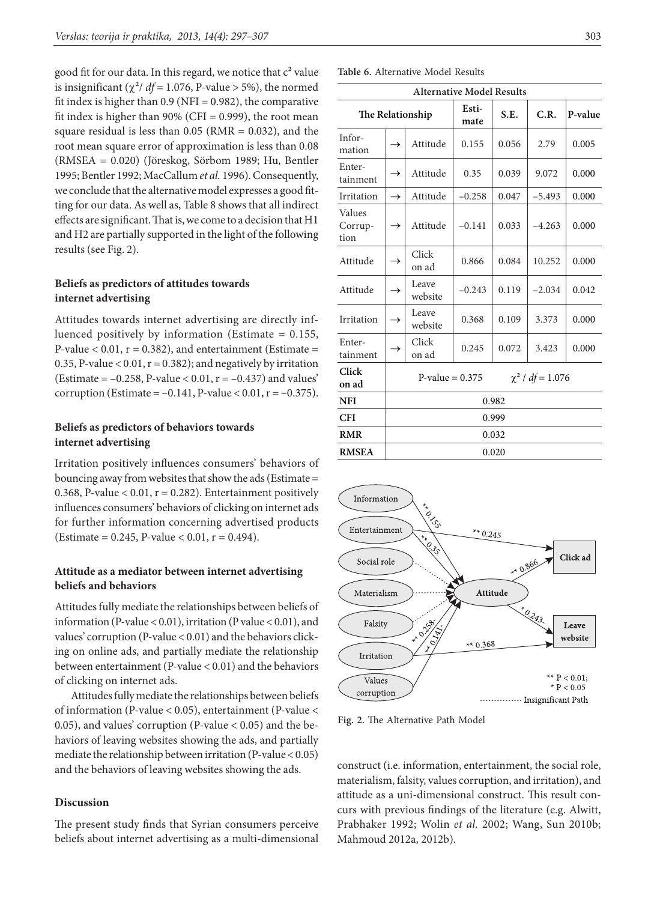good fit for our data. In this regard, we notice that $c^2$ value is insignificant ($\chi^2/df = 1.076$, P-value > 5%), the normed fit index is higher than 0.9 (NFI = 0.982), the comparative fit index is higher than 90% (CFI = 0.999), the root mean square residual is less than 0.05 (RMR = 0.032), and the root mean square error of approximation is less than 0.08 (RMSEA = 0.020) (Jöreskog, Sörbom 1989; Hu, Bentler 1995; Bentler 1992; MacCallum *et al.* 1996). Consequently, we conclude that the alternative model expresses a good fitting for our data. As well as, Table 8 shows that all indirect effects are significant. That is, we come to a decision that H1 and H2 are partially supported in the light of the following results (see Fig. 2).

### Beliefs as predictors of attitudes towards internet advertising

Attitudes towards internet advertising are directly influenced positively by information (Estimate = 0.155, P-value < 0.01, r = 0.382), and entertainment (Estimate = 0.35, P-value < 0.01, r = 0.382); and negatively by irritation (Estimate = –0.258, P-value < 0.01, r = –0.437) and values' corruption (Estimate = –0.141, P-value < 0.01, r = –0.375).

### Beliefs as predictors of behaviors towards internet advertising

Irritation positively influences consumers' behaviors of bouncing away from websites that show the ads (Estimate = 0.368, P-value < 0.01, r = 0.282). Entertainment positively influences consumers' behaviors of clicking on internet ads for further information concerning advertised products (Estimate = 0.245, P-value < 0.01, r = 0.494).

### Attitude as a mediator between internet advertising beliefs and behaviors

Attitudes fully mediate the relationships between beliefs of information (P-value < 0.01), irritation (P value < 0.01), and values' corruption (P-value < 0.01) and the behaviors clicking on online ads, and partially mediate the relationship between entertainment (P-value < 0.01) and the behaviors of clicking on internet ads.

Attitudes fully mediate the relationships between beliefs of information (P-value < 0.05), entertainment (P-value < 0.05), and values' corruption (P-value < 0.05) and the behaviors of leaving websites showing the ads, and partially mediate the relationship between irritation (P-value < 0.05) and the behaviors of leaving websites showing the ads.

**Table 6.** Alternative Model Results

| Alternative Model Results | | | | | | |
|---|---|---|---|---|---|---|
| The Relationship | | | Estimate | S.E. | C.R. | P-value |
| Information | → | Attitude | 0.155 | 0.056 | 2.79 | 0.005 |
| Entertainment | → | Attitude | 0.35 | 0.039 | 9.072 | 0.000 |
| Irritation | → | Attitude | –0.258 | 0.047 | –5.493 | 0.000 |
| Values Corruption | → | Attitude | –0.141 | 0.033 | –4.263 | 0.000 |
| Attitude | → | Click on ad | 0.866 | 0.084 | 10.252 | 0.000 |
| Attitude | → | Leave website | –0.243 | 0.119 | –2.034 | 0.042 |
| Irritation | → | Leave website | 0.368 | 0.109 | 3.373 | 0.000 |
| Entertainment | → | Click on ad | 0.245 | 0.072 | 3.423 | 0.000 |
| **Click on ad** | P-value = 0.375 | | | $\chi^2/df = 1.076$ | | |
| **NFI** | 0.982 | | | | | |
| **CFI** | 0.999 | | | | | |
| **RMR** | 0.032 | | | | | |
| **RMSEA** | 0.020 | | | | | |

**Fig. 2.** The Alternative Path Model

## Discussion

The present study finds that Syrian consumers perceive beliefs about internet advertising as a multi-dimensional construct (i.e. information, entertainment, the social role, materialism, falsity, values corruption, and irritation), and attitude as a uni-dimensional construct. This result concurs with previous findings of the literature (e.g. Alwitt, Prabhaker 1992; Wolin *et al.* 2002; Wang, Sun 2010b; Mahmoud 2012a, 2012b).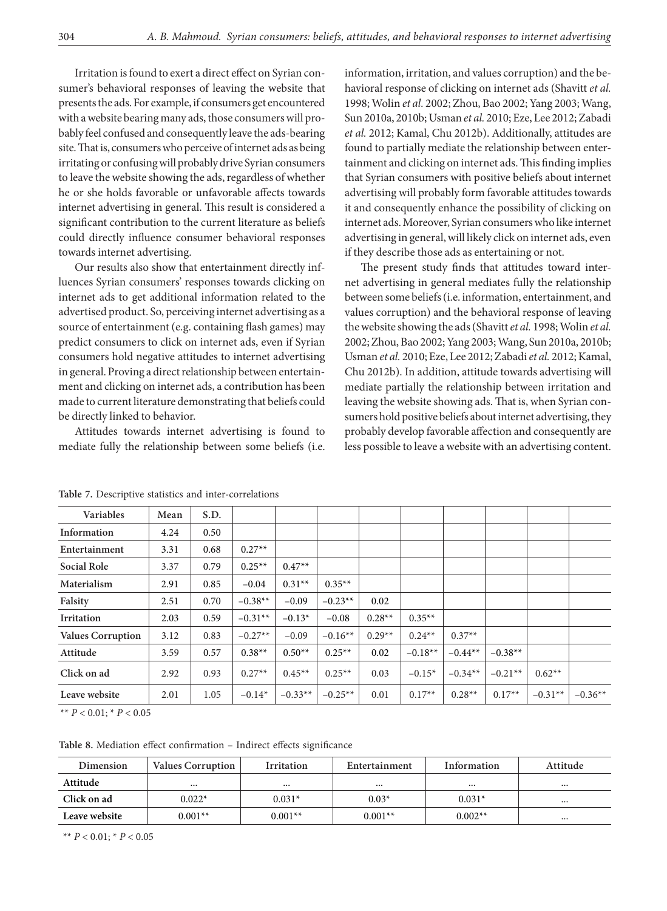Irritation is found to exert a direct effect on Syrian consumer's behavioral responses of leaving the website that presents the ads. For example, if consumers get encountered with a website bearing many ads, those consumers will probably feel confused and consequently leave the ads-bearing site. That is, consumers who perceive of internet ads as being irritating or confusing will probably drive Syrian consumers to leave the website showing the ads, regardless of whether he or she holds favorable or unfavorable affects towards internet advertising in general. This result is considered a significant contribution to the current literature as beliefs could directly influence consumer behavioral responses towards internet advertising.

Our results also show that entertainment directly influences Syrian consumers' responses towards clicking on internet ads to get additional information related to the advertised product. So, perceiving internet advertising as a source of entertainment (e.g. containing flash games) may predict consumers to click on internet ads, even if Syrian consumers hold negative attitudes to internet advertising in general. Proving a direct relationship between entertainment and clicking on internet ads, a contribution has been made to current literature demonstrating that beliefs could be directly linked to behavior.

Attitudes towards internet advertising is found to mediate fully the relationship between some beliefs (i.e. information, irritation, and values corruption) and the behavioral response of clicking on internet ads (Shavitt *et al.* 1998; Wolin *et al.* 2002; Zhou, Bao 2002; Yang 2003; Wang, Sun 2010a, 2010b; Usman *et al.* 2010; Eze, Lee 2012; Zabadi *et al.* 2012; Kamal, Chu 2012b). Additionally, attitudes are found to partially mediate the relationship between entertainment and clicking on internet ads. This finding implies that Syrian consumers with positive beliefs about internet advertising will probably form favorable attitudes towards it and consequently enhance the possibility of clicking on internet ads. Moreover, Syrian consumers who like internet advertising in general, will likely click on internet ads, even if they describe those ads as entertaining or not.

The present study finds that attitudes toward internet advertising in general mediates fully the relationship between some beliefs (i.e. information, entertainment, and values corruption) and the behavioral response of leaving the website showing the ads (Shavitt *et al.* 1998; Wolin *et al.* 2002; Zhou, Bao 2002; Yang 2003; Wang, Sun 2010a, 2010b; Usman *et al.* 2010; Eze, Lee 2012; Zabadi *et al.* 2012; Kamal, Chu 2012b). In addition, attitude towards advertising will mediate partially the relationship between irritation and leaving the website showing ads. That is, when Syrian consumers hold positive beliefs about internet advertising, they probably develop favorable affection and consequently are less possible to leave a website with an advertising content.

**Table 7.** Descriptive statistics and inter-correlations

| Variables | Mean | S.D. | | | | | | | | |
|---|---|---|---|---|---|---|---|---|---|---|
| **Information** | 4.24 | 0.50 | | | | | | | | |
| **Entertainment** | 3.31 | 0.68 | 0.27** | | | | | | | |
| **Social Role** | 3.37 | 0.79 | 0.25** | 0.47** | | | | | | |
| **Materialism** | 2.91 | 0.85 | −0.04 | 0.31** | 0.35** | | | | | |
| **Falsity** | 2.51 | 0.70 | −0.38** | −0.09 | −0.23** | 0.02 | | | | |
| **Irritation** | 2.03 | 0.59 | −0.31** | −0.13* | −0.08 | 0.28** | 0.35** | | | |
| **Values Corruption** | 3.12 | 0.83 | −0.27** | −0.09 | −0.16** | 0.29** | 0.24** | 0.37** | | |
| **Attitude** | 3.59 | 0.57 | 0.38** | 0.50** | 0.25** | 0.02 | −0.18** | −0.44** | −0.38** | |
| **Click on ad** | 2.92 | 0.93 | 0.27** | 0.45** | 0.25** | 0.03 | −0.15* | −0.34** | −0.21** | 0.62** |
| **Leave website** | 2.01 | 1.05 | −0.14* | −0.33** | −0.25** | 0.01 | 0.17** | 0.28** | 0.17** | −0.31** | −0.36** |

** $P < 0.01$; * $P < 0.05$

**Table 8.** Mediation effect confirmation – Indirect effects significance

| Dimension | Values Corruption | Irritation | Entertainment | Information | Attitude |
|---|---|---|---|---|---|
| **Attitude** | ... | ... | ... | ... | ... |
| **Click on ad** | 0.022* | 0.031* | 0.03* | 0.031* | ... |
| **Leave website** | 0.001** | 0.001** | 0.001** | 0.002** | ... |

** $P < 0.01$; * $P < 0.05$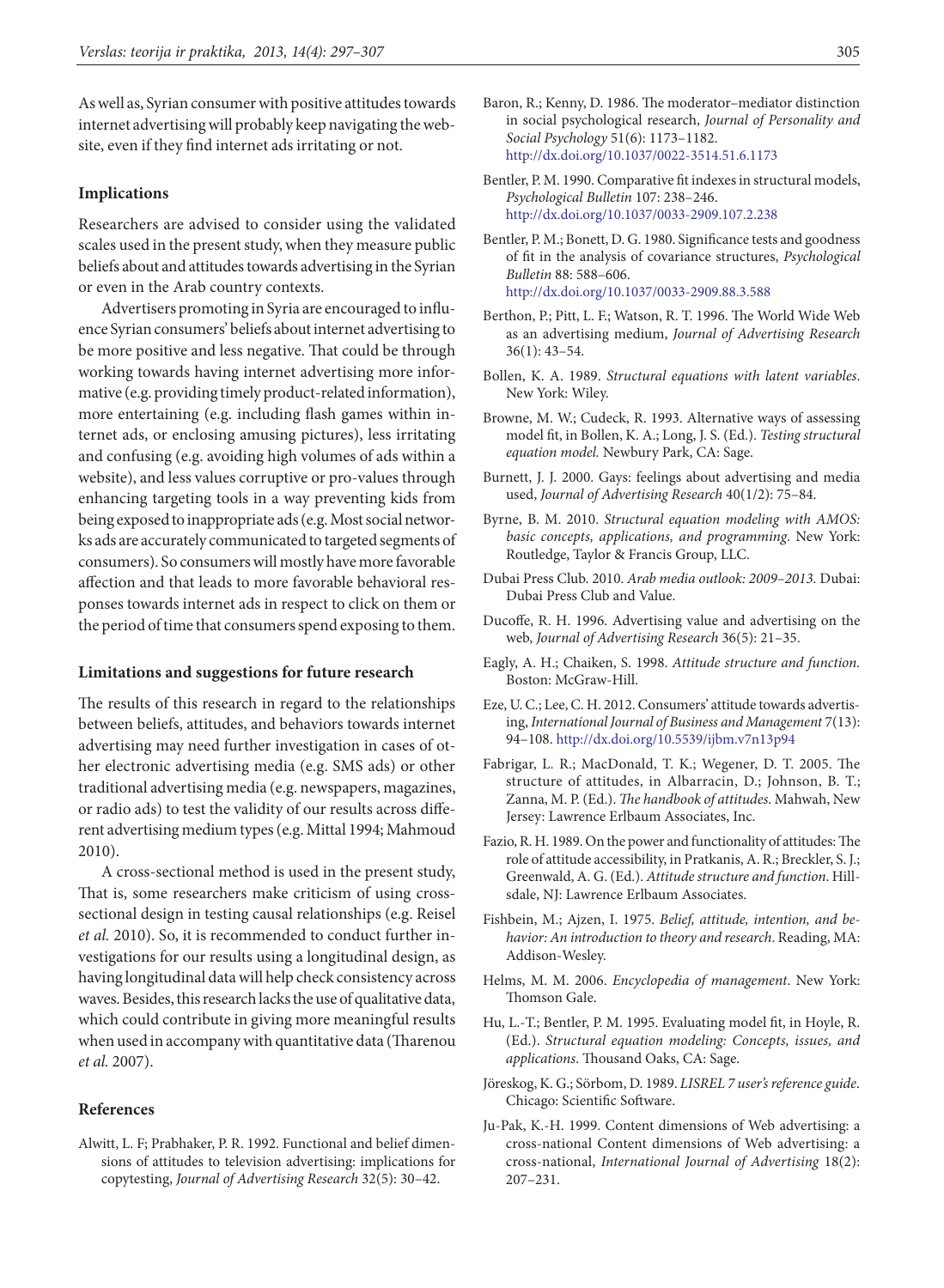As well as, Syrian consumer with positive attitudes towards internet advertising will probably keep navigating the website, even if they find internet ads irritating or not.

### Implications

Researchers are advised to consider using the validated scales used in the present study, when they measure public beliefs about and attitudes towards advertising in the Syrian or even in the Arab country contexts.

Advertisers promoting in Syria are encouraged to influence Syrian consumers' beliefs about internet advertising to be more positive and less negative. That could be through working towards having internet advertising more informative (e.g. providing timely product-related information), more entertaining (e.g. including flash games within internet ads, or enclosing amusing pictures), less irritating and confusing (e.g. avoiding high volumes of ads within a website), and less values corruptive or pro-values through enhancing targeting tools in a way preventing kids from being exposed to inappropriate ads (e.g. Most social networks ads are accurately communicated to targeted segments of consumers). So consumers will mostly have more favorable affection and that leads to more favorable behavioral responses towards internet ads in respect to click on them or the period of time that consumers spend exposing to them.

### Limitations and suggestions for future research

The results of this research in regard to the relationships between beliefs, attitudes, and behaviors towards internet advertising may need further investigation in cases of other electronic advertising media (e.g. SMS ads) or other traditional advertising media (e.g. newspapers, magazines, or radio ads) to test the validity of our results across different advertising medium types (e.g. Mittal 1994; Mahmoud 2010).

A cross-sectional method is used in the present study, That is, some researchers make criticism of using cross-sectional design in testing causal relationships (e.g. Reisel *et al.* 2010). So, it is recommended to conduct further investigations for our results using a longitudinal design, as having longitudinal data will help check consistency across waves. Besides, this research lacks the use of qualitative data, which could contribute in giving more meaningful results when used in accompany with quantitative data (Tharenou *et al.* 2007).

### References

Alwitt, L. F; Prabhaker, P. R. 1992. Functional and belief dimensions of attitudes to television advertising: implications for copytesting, *Journal of Advertising Research* 32(5): 30–42.

Baron, R.; Kenny, D. 1986. The moderator–mediator distinction in social psychological research, *Journal of Personality and Social Psychology* 51(6): 1173–1182. http://dx.doi.org/10.1037/0022-3514.51.6.1173

Bentler, P. M. 1990. Comparative fit indexes in structural models, *Psychological Bulletin* 107: 238–246. http://dx.doi.org/10.1037/0033-2909.107.2.238

Bentler, P. M.; Bonett, D. G. 1980. Significance tests and goodness of fit in the analysis of covariance structures, *Psychological Bulletin* 88: 588–606. http://dx.doi.org/10.1037/0033-2909.88.3.588

Berthon, P.; Pitt, L. F.; Watson, R. T. 1996. The World Wide Web as an advertising medium, *Journal of Advertising Research* 36(1): 43–54.

Bollen, K. A. 1989. *Structural equations with latent variables*. New York: Wiley.

Browne, M. W.; Cudeck, R. 1993. Alternative ways of assessing model fit, in Bollen, K. A.; Long, J. S. (Ed.). *Testing structural equation model.* Newbury Park, CA: Sage.

Burnett, J. J. 2000. Gays: feelings about advertising and media used, *Journal of Advertising Research* 40(1/2): 75–84.

Byrne, B. M. 2010. *Structural equation modeling with AMOS: basic concepts, applications, and programming*. New York: Routledge, Taylor & Francis Group, LLC.

Dubai Press Club. 2010. *Arab media outlook: 2009–2013.* Dubai: Dubai Press Club and Value.

Ducoffe, R. H. 1996. Advertising value and advertising on the web, *Journal of Advertising Research* 36(5): 21–35.

Eagly, A. H.; Chaiken, S. 1998. *Attitude structure and function.* Boston: McGraw-Hill.

Eze, U. C.; Lee, C. H. 2012. Consumers' attitude towards advertising, *International Journal of Business and Management* 7(13): 94–108. http://dx.doi.org/10.5539/ijbm.v7n13p94

Fabrigar, L. R.; MacDonald, T. K.; Wegener, D. T. 2005. The structure of attitudes, in Albarracin, D.; Johnson, B. T.; Zanna, M. P. (Ed.). *The handbook of attitudes*. Mahwah, New Jersey: Lawrence Erlbaum Associates, Inc.

Fazio, R. H. 1989. On the power and functionality of attitudes: The role of attitude accessibility, in Pratkanis, A. R.; Breckler, S. J.; Greenwald, A. G. (Ed.). *Attitude structure and function*. Hillsdale, NJ: Lawrence Erlbaum Associates.

Fishbein, M.; Ajzen, I. 1975. *Belief, attitude, intention, and behavior: An introduction to theory and research*. Reading, MA: Addison-Wesley.

Helms, M. M. 2006. *Encyclopedia of management*. New York: Thomson Gale.

Hu, L.-T.; Bentler, P. M. 1995. Evaluating model fit, in Hoyle, R. (Ed.). *Structural equation modeling: Concepts, issues, and applications*. Thousand Oaks, CA: Sage.

Jöreskog, K. G.; Sörbom, D. 1989. *LISREL 7 user's reference guide*. Chicago: Scientific Software.

Ju-Pak, K.-H. 1999. Content dimensions of Web advertising: a cross-national Content dimensions of Web advertising: a cross-national, *International Journal of Advertising* 18(2): 207–231.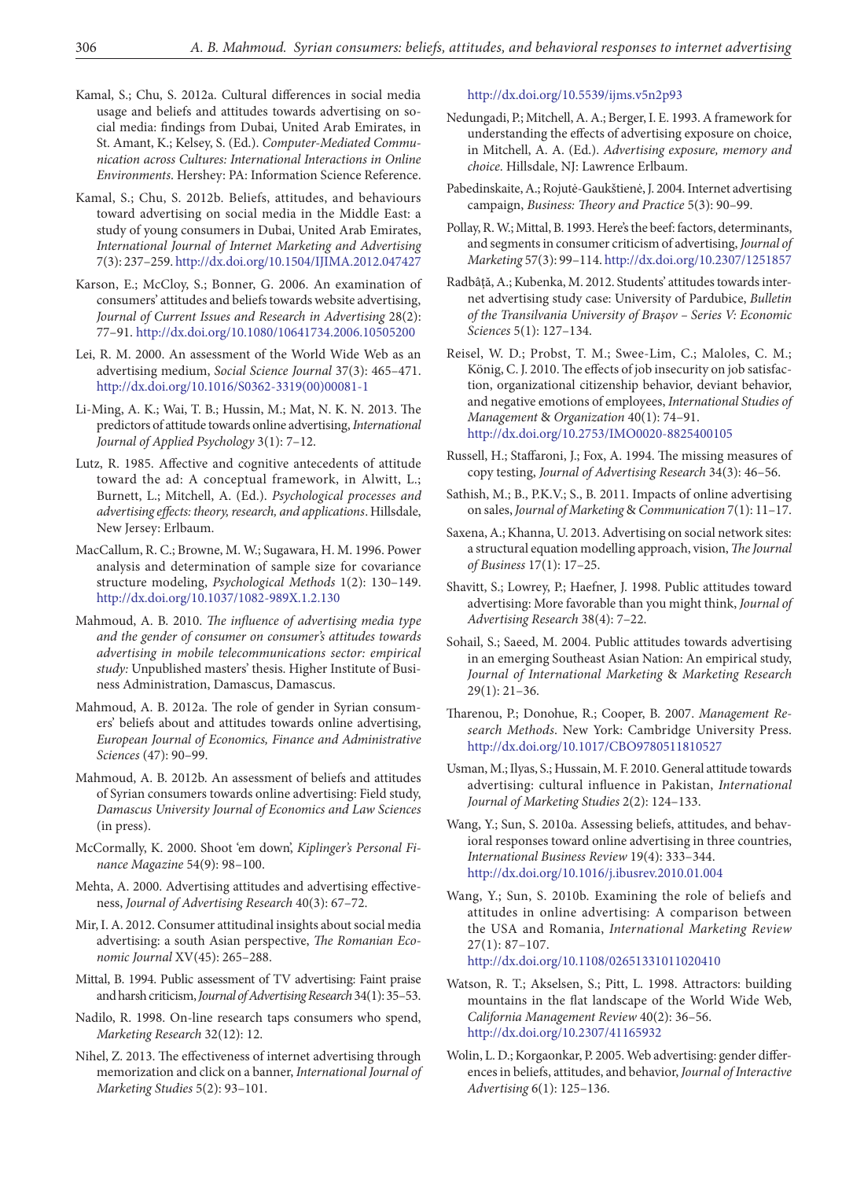Kamal, S.; Chu, S. 2012a. Cultural differences in social media usage and beliefs and attitudes towards advertising on social media: findings from Dubai, United Arab Emirates, in St. Amant, K.; Kelsey, S. (Ed.). *Computer-Mediated Communication across Cultures: International Interactions in Online Environments*. Hershey: PA: Information Science Reference.

Kamal, S.; Chu, S. 2012b. Beliefs, attitudes, and behaviours toward advertising on social media in the Middle East: a study of young consumers in Dubai, United Arab Emirates, *International Journal of Internet Marketing and Advertising* 7(3): 237–259. http://dx.doi.org/10.1504/IJIMA.2012.047427

Karson, E.; McCloy, S.; Bonner, G. 2006. An examination of consumers' attitudes and beliefs towards website advertising, *Journal of Current Issues and Research in Advertising* 28(2): 77–91. http://dx.doi.org/10.1080/10641734.2006.10505200

Lei, R. M. 2000. An assessment of the World Wide Web as an advertising medium, *Social Science Journal* 37(3): 465–471. http://dx.doi.org/10.1016/S0362-3319(00)00081-1

Li-Ming, A. K.; Wai, T. B.; Hussin, M.; Mat, N. K. N. 2013. The predictors of attitude towards online advertising, *International Journal of Applied Psychology* 3(1): 7–12.

Lutz, R. 1985. Affective and cognitive antecedents of attitude toward the ad: A conceptual framework, in Alwitt, L.; Burnett, L.; Mitchell, A. (Ed.). *Psychological processes and advertising effects: theory, research, and applications*. Hillsdale, New Jersey: Erlbaum.

MacCallum, R. C.; Browne, M. W.; Sugawara, H. M. 1996. Power analysis and determination of sample size for covariance structure modeling, *Psychological Methods* 1(2): 130–149. http://dx.doi.org/10.1037/1082-989X.1.2.130

Mahmoud, A. B. 2010. *The influence of advertising media type and the gender of consumer on consumer's attitudes towards advertising in mobile telecommunications sector: empirical study*: Unpublished masters' thesis. Higher Institute of Business Administration, Damascus, Damascus.

Mahmoud, A. B. 2012a. The role of gender in Syrian consumers' beliefs about and attitudes towards online advertising, *European Journal of Economics, Finance and Administrative Sciences* (47): 90–99.

Mahmoud, A. B. 2012b. An assessment of beliefs and attitudes of Syrian consumers towards online advertising: Field study, *Damascus University Journal of Economics and Law Sciences* (in press).

McCormally, K. 2000. Shoot 'em down', *Kiplinger's Personal Finance Magazine* 54(9): 98–100.

Mehta, A. 2000. Advertising attitudes and advertising effectiveness, *Journal of Advertising Research* 40(3): 67–72.

Mir, I. A. 2012. Consumer attitudinal insights about social media advertising: a south Asian perspective, *The Romanian Economic Journal* XV(45): 265–288.

Mittal, B. 1994. Public assessment of TV advertising: Faint praise and harsh criticism, *Journal of Advertising Research* 34(1): 35–53.

Nadilo, R. 1998. On-line research taps consumers who spend, *Marketing Research* 32(12): 12.

Nihel, Z. 2013. The effectiveness of internet advertising through memorization and click on a banner, *International Journal of Marketing Studies* 5(2): 93–101. http://dx.doi.org/10.5539/ijms.v5n2p93

Nedungadi, P.; Mitchell, A. A.; Berger, I. E. 1993. A framework for understanding the effects of advertising exposure on choice, in Mitchell, A. A. (Ed.). *Advertising exposure, memory and choice*. Hillsdale, NJ: Lawrence Erlbaum.

Pabedinskaite, A.; Rojutė-Gaukštienė, J. 2004. Internet advertising campaign, *Business: Theory and Practice* 5(3): 90–99.

Pollay, R. W.; Mittal, B. 1993. Here's the beef: factors, determinants, and segments in consumer criticism of advertising, *Journal of Marketing* 57(3): 99–114. http://dx.doi.org/10.2307/1251857

Radbâță, A.; Kubenka, M. 2012. Students' attitudes towards internet advertising study case: University of Pardubice, *Bulletin of the Transilvania University of Brașov – Series V: Economic Sciences* 5(1): 127–134.

Reisel, W. D.; Probst, T. M.; Swee-Lim, C.; Maloles, C. M.; König, C. J. 2010. The effects of job insecurity on job satisfaction, organizational citizenship behavior, deviant behavior, and negative emotions of employees, *International Studies of Management & Organization* 40(1): 74–91. http://dx.doi.org/10.2753/IMO0020-8825400105

Russell, H.; Staffaroni, J.; Fox, A. 1994. The missing measures of copy testing, *Journal of Advertising Research* 34(3): 46–56.

Sathish, M.; B., P.K.V.; S., B. 2011. Impacts of online advertising on sales, *Journal of Marketing & Communication* 7(1): 11–17.

Saxena, A.; Khanna, U. 2013. Advertising on social network sites: a structural equation modelling approach, vision, *The Journal of Business* 17(1): 17–25.

Shavitt, S.; Lowrey, P.; Haefner, J. 1998. Public attitudes toward advertising: More favorable than you might think, *Journal of Advertising Research* 38(4): 7–22.

Sohail, S.; Saeed, M. 2004. Public attitudes towards advertising in an emerging Southeast Asian Nation: An empirical study, *Journal of International Marketing & Marketing Research* 29(1): 21–36.

Tharenou, P.; Donohue, R.; Cooper, B. 2007. *Management Research Methods*. New York: Cambridge University Press. http://dx.doi.org/10.1017/CBO9780511810527

Usman, M.; Ilyas, S.; Hussain, M. F. 2010. General attitude towards advertising: cultural influence in Pakistan, *International Journal of Marketing Studies* 2(2): 124–133.

Wang, Y.; Sun, S. 2010a. Assessing beliefs, attitudes, and behavioral responses toward online advertising in three countries, *International Business Review* 19(4): 333–344. http://dx.doi.org/10.1016/j.ibusrev.2010.01.004

Wang, Y.; Sun, S. 2010b. Examining the role of beliefs and attitudes in online advertising: A comparison between the USA and Romania, *International Marketing Review* 27(1): 87–107. http://dx.doi.org/10.1108/02651331011020410

Watson, R. T.; Akselsen, S.; Pitt, L. 1998. Attractors: building mountains in the flat landscape of the World Wide Web, *California Management Review* 40(2): 36–56. http://dx.doi.org/10.2307/41165932

Wolin, L. D.; Korgaonkar, P. 2005. Web advertising: gender differences in beliefs, attitudes, and behavior, *Journal of Interactive Advertising* 6(1): 125–136.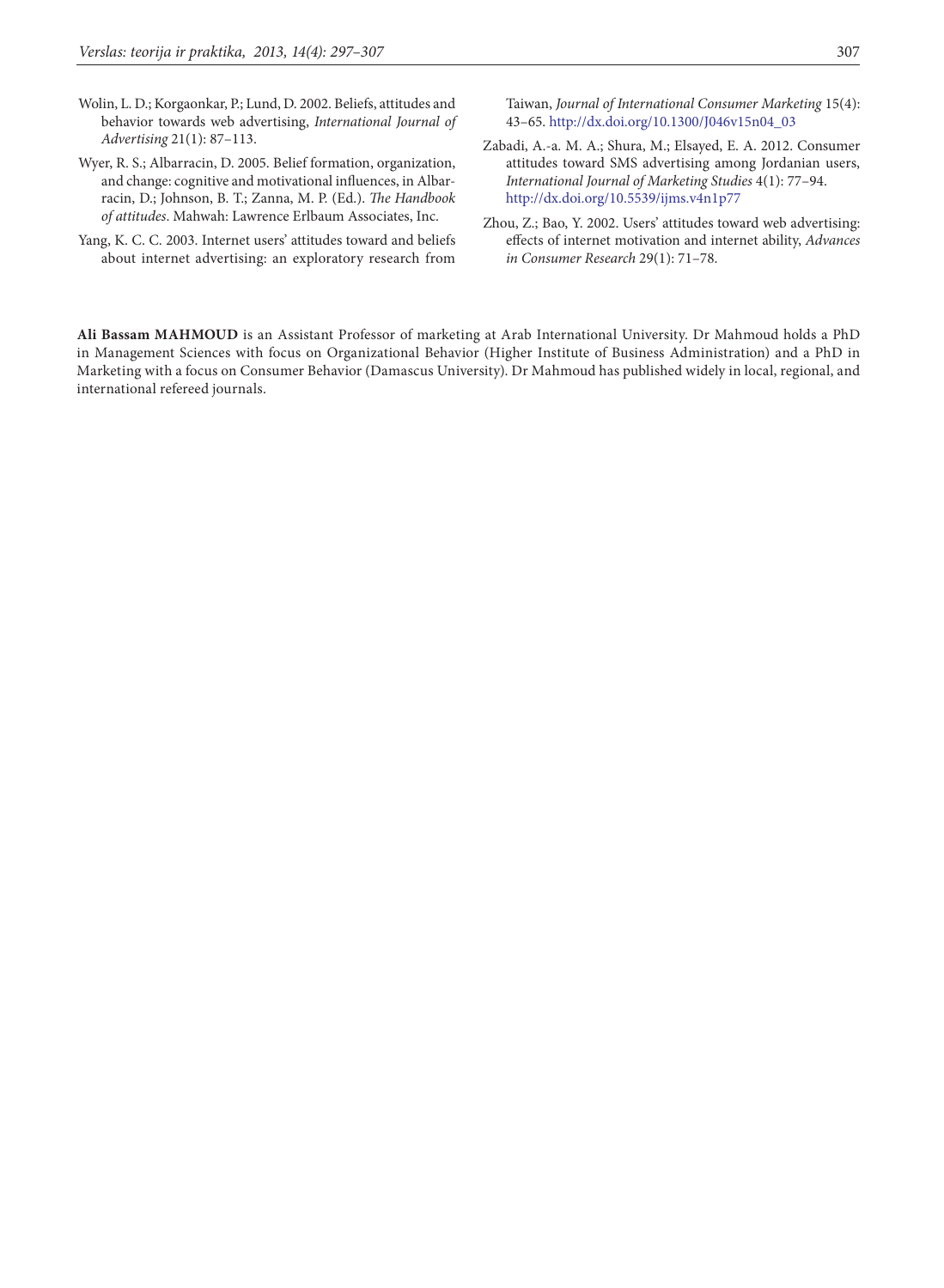Wolin, L. D.; Korgaonkar, P.; Lund, D. 2002. Beliefs, attitudes and behavior towards web advertising, *International Journal of Advertising* 21(1): 87–113.

Wyer, R. S.; Albarracin, D. 2005. Belief formation, organization, and change: cognitive and motivational influences, in Albarracin, D.; Johnson, B. T.; Zanna, M. P. (Ed.). *The Handbook of attitudes*. Mahwah: Lawrence Erlbaum Associates, Inc.

Yang, K. C. C. 2003. Internet users' attitudes toward and beliefs about internet advertising: an exploratory research from Taiwan, *Journal of International Consumer Marketing* 15(4): 43–65. http://dx.doi.org/10.1300/J046v15n04_03

Zabadi, A.-a. M. A.; Shura, M.; Elsayed, E. A. 2012. Consumer attitudes toward SMS advertising among Jordanian users, *International Journal of Marketing Studies* 4(1): 77–94. http://dx.doi.org/10.5539/ijms.v4n1p77

Zhou, Z.; Bao, Y. 2002. Users' attitudes toward web advertising: effects of internet motivation and internet ability, *Advances in Consumer Research* 29(1): 71–78.

**Ali Bassam MAHMOUD** is an Assistant Professor of marketing at Arab International University. Dr Mahmoud holds a PhD in Management Sciences with focus on Organizational Behavior (Higher Institute of Business Administration) and a PhD in Marketing with a focus on Consumer Behavior (Damascus University). Dr Mahmoud has published widely in local, regional, and international refereed journals.